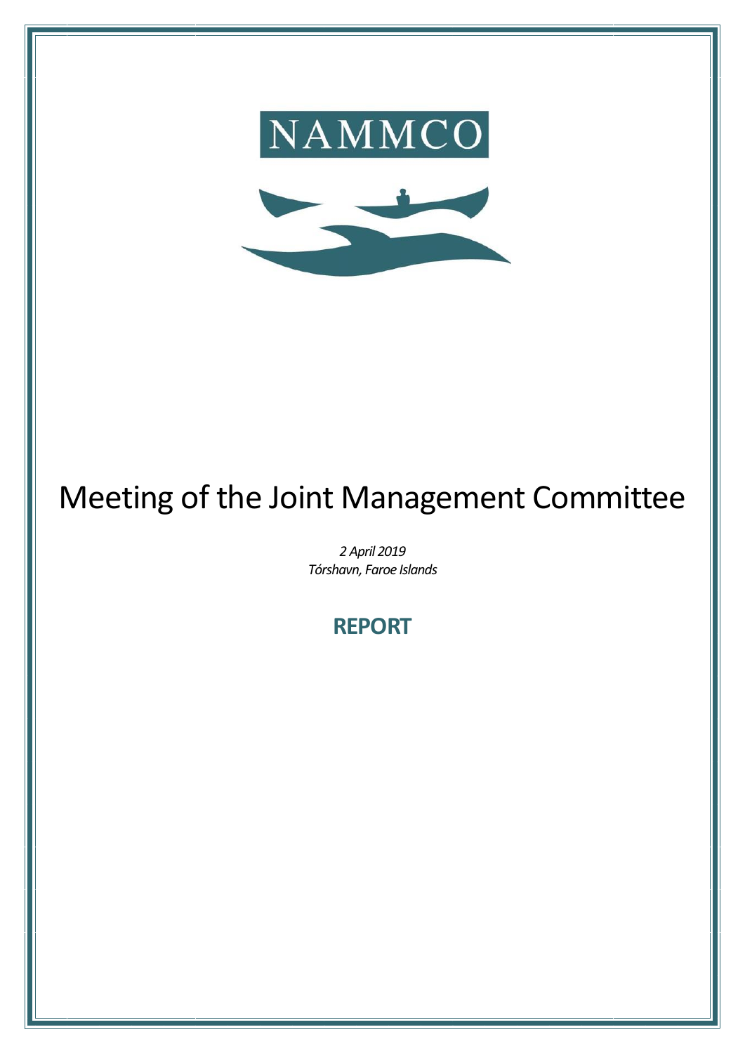NAMMCO

# Meeting of the Joint Management Committee

*2 April 2019*
*Tórshavn, Faroe Islands*

## REPORT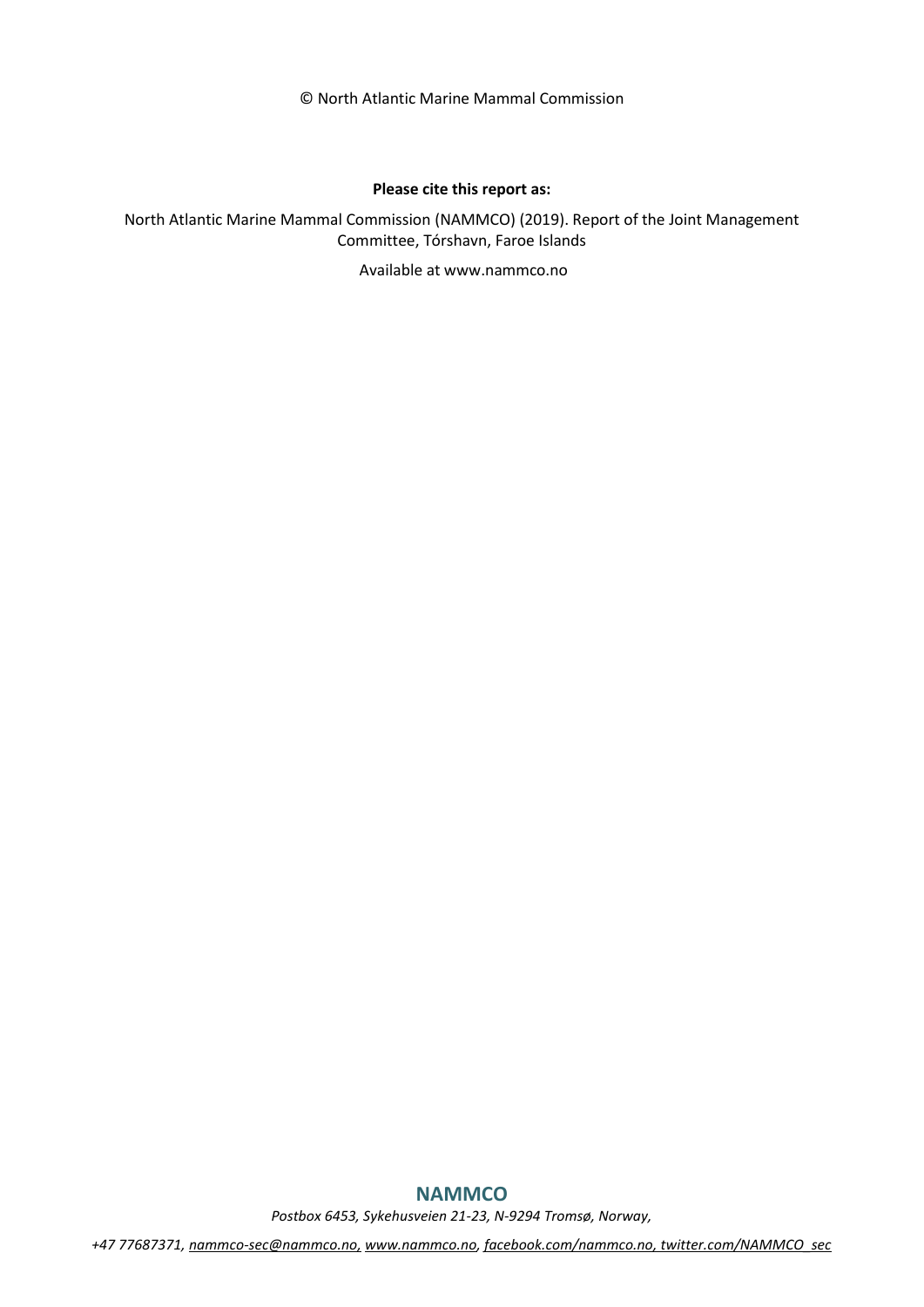© North Atlantic Marine Mammal Commission

**Please cite this report as:**

North Atlantic Marine Mammal Commission (NAMMCO) (2019). Report of the Joint Management Committee, Tórshavn, Faroe Islands

Available at www.nammco.no

**NAMMCO**

*Postbox 6453, Sykehusveien 21-23, N-9294 Tromsø, Norway,*

*+47 77687371, nammco-sec@nammco.no, www.nammco.no, facebook.com/nammco.no, twitter.com/NAMMCO_sec*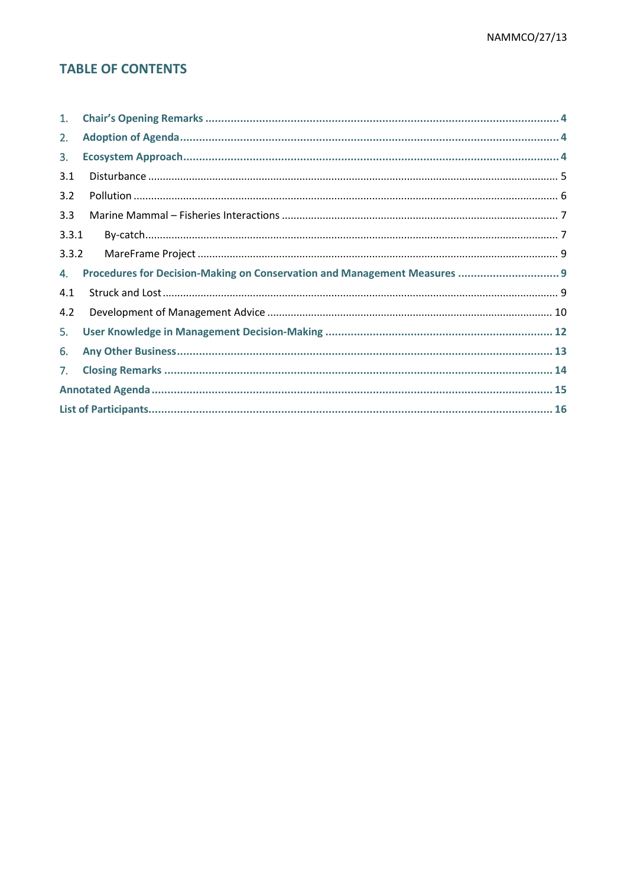## TABLE OF CONTENTS

1. **Chair's Opening Remarks** ... 4
2. **Adoption of Agenda** ... 4
3. **Ecosystem Approach** ... 4

3.1 Disturbance ... 5

3.2 Pollution ... 6

3.3 Marine Mammal – Fisheries Interactions ... 7

3.3.1 By-catch ... 7

3.3.2 MareFrame Project ... 9

4. **Procedures for Decision-Making on Conservation and Management Measures** ... 9

4.1 Struck and Lost ... 9

4.2 Development of Management Advice ... 10

5. **User Knowledge in Management Decision-Making** ... 12
6. **Any Other Business** ... 13
7. **Closing Remarks** ... 14

**Annotated Agenda** ... 15

**List of Participants** ... 16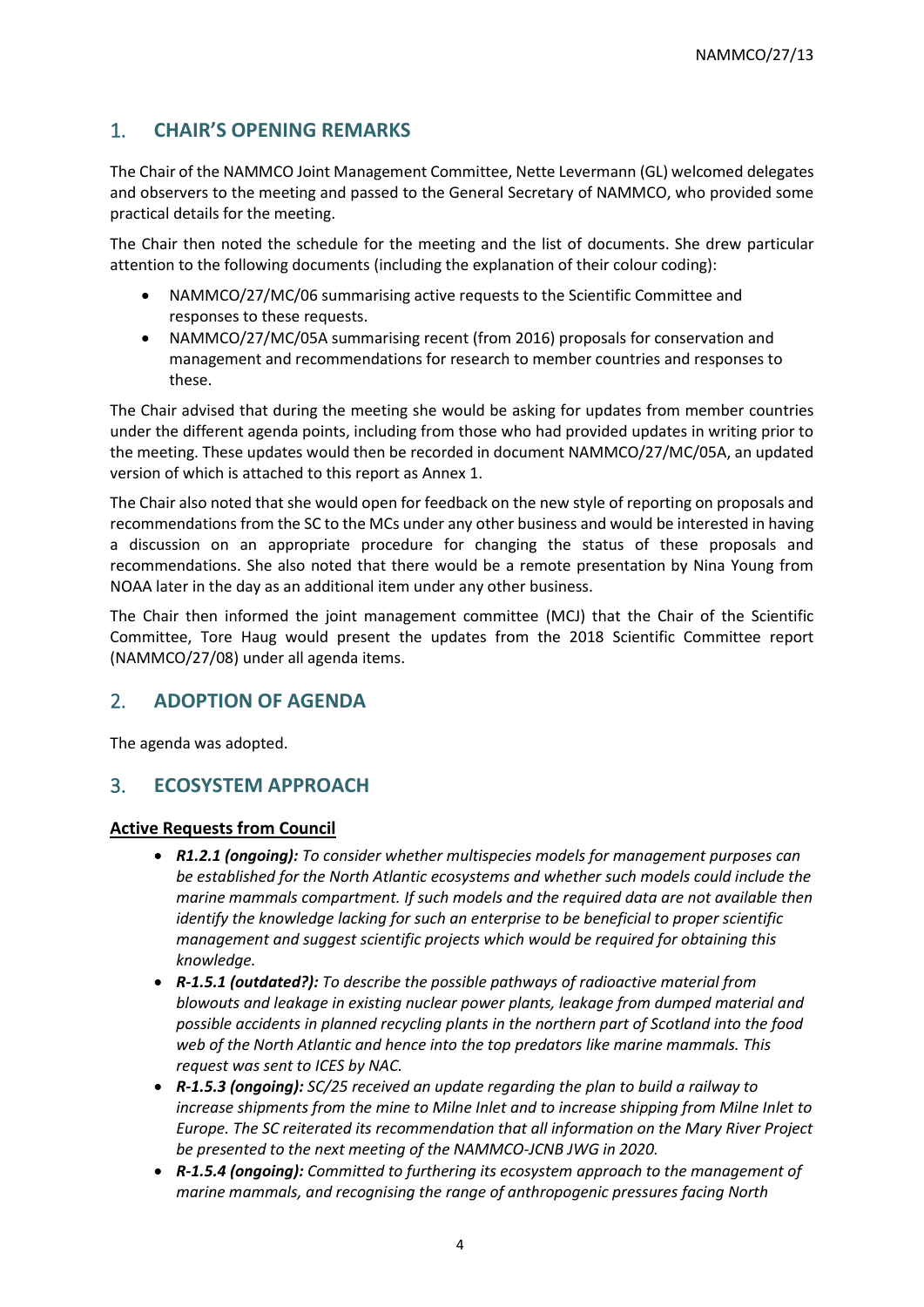## 1. CHAIR'S OPENING REMARKS

The Chair of the NAMMCO Joint Management Committee, Nette Levermann (GL) welcomed delegates and observers to the meeting and passed to the General Secretary of NAMMCO, who provided some practical details for the meeting.

The Chair then noted the schedule for the meeting and the list of documents. She drew particular attention to the following documents (including the explanation of their colour coding):

- NAMMCO/27/MC/06 summarising active requests to the Scientific Committee and responses to these requests.
- NAMMCO/27/MC/05A summarising recent (from 2016) proposals for conservation and management and recommendations for research to member countries and responses to these.

The Chair advised that during the meeting she would be asking for updates from member countries under the different agenda points, including from those who had provided updates in writing prior to the meeting. These updates would then be recorded in document NAMMCO/27/MC/05A, an updated version of which is attached to this report as Annex 1.

The Chair also noted that she would open for feedback on the new style of reporting on proposals and recommendations from the SC to the MCs under any other business and would be interested in having a discussion on an appropriate procedure for changing the status of these proposals and recommendations. She also noted that there would be a remote presentation by Nina Young from NOAA later in the day as an additional item under any other business.

The Chair then informed the joint management committee (MCJ) that the Chair of the Scientific Committee, Tore Haug would present the updates from the 2018 Scientific Committee report (NAMMCO/27/08) under all agenda items.

## 2. ADOPTION OF AGENDA

The agenda was adopted.

## 3. ECOSYSTEM APPROACH

### Active Requests from Council

- ***R1.2.1 (ongoing):*** *To consider whether multispecies models for management purposes can be established for the North Atlantic ecosystems and whether such models could include the marine mammals compartment. If such models and the required data are not available then identify the knowledge lacking for such an enterprise to be beneficial to proper scientific management and suggest scientific projects which would be required for obtaining this knowledge.*
- ***R-1.5.1 (outdated?):*** *To describe the possible pathways of radioactive material from blowouts and leakage in existing nuclear power plants, leakage from dumped material and possible accidents in planned recycling plants in the northern part of Scotland into the food web of the North Atlantic and hence into the top predators like marine mammals. This request was sent to ICES by NAC.*
- ***R-1.5.3 (ongoing):*** *SC/25 received an update regarding the plan to build a railway to increase shipments from the mine to Milne Inlet and to increase shipping from Milne Inlet to Europe. The SC reiterated its recommendation that all information on the Mary River Project be presented to the next meeting of the NAMMCO-JCNB JWG in 2020.*
- ***R-1.5.4 (ongoing):*** *Committed to furthering its ecosystem approach to the management of marine mammals, and recognising the range of anthropogenic pressures facing North*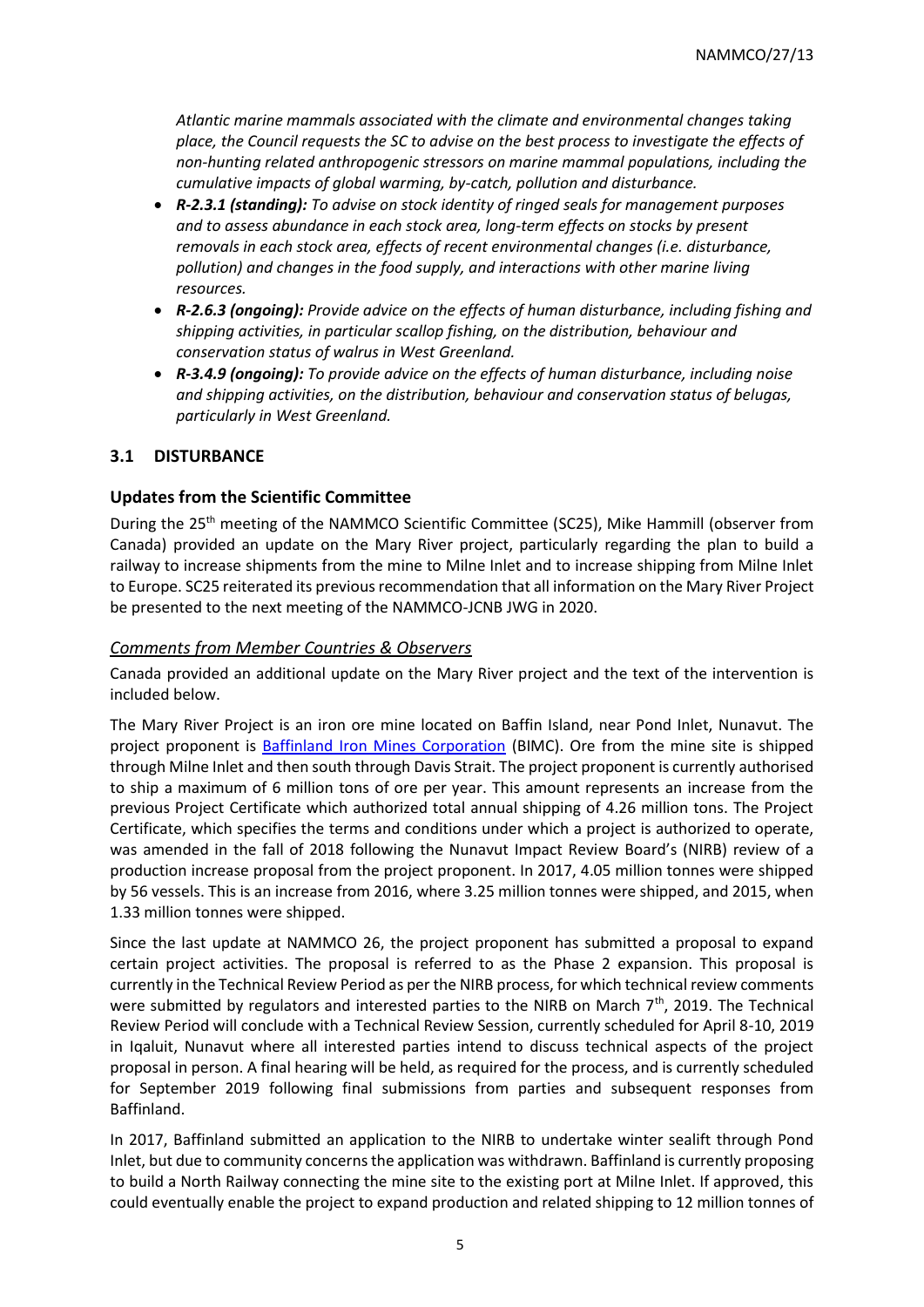*Atlantic marine mammals associated with the climate and environmental changes taking place, the Council requests the SC to advise on the best process to investigate the effects of non-hunting related anthropogenic stressors on marine mammal populations, including the cumulative impacts of global warming, by-catch, pollution and disturbance.*

- ***R-2.3.1 (standing):*** *To advise on stock identity of ringed seals for management purposes and to assess abundance in each stock area, long-term effects on stocks by present removals in each stock area, effects of recent environmental changes (i.e. disturbance, pollution) and changes in the food supply, and interactions with other marine living resources.*
- ***R-2.6.3 (ongoing):*** *Provide advice on the effects of human disturbance, including fishing and shipping activities, in particular scallop fishing, on the distribution, behaviour and conservation status of walrus in West Greenland.*
- ***R-3.4.9 (ongoing):*** *To provide advice on the effects of human disturbance, including noise and shipping activities, on the distribution, behaviour and conservation status of belugas, particularly in West Greenland.*

## 3.1 DISTURBANCE

### Updates from the Scientific Committee

During the 25th meeting of the NAMMCO Scientific Committee (SC25), Mike Hammill (observer from Canada) provided an update on the Mary River project, particularly regarding the plan to build a railway to increase shipments from the mine to Milne Inlet and to increase shipping from Milne Inlet to Europe. SC25 reiterated its previous recommendation that all information on the Mary River Project be presented to the next meeting of the NAMMCO-JCNB JWG in 2020.

#### *Comments from Member Countries & Observers*

Canada provided an additional update on the Mary River project and the text of the intervention is included below.

The Mary River Project is an iron ore mine located on Baffin Island, near Pond Inlet, Nunavut. The project proponent is [Baffinland Iron Mines Corporation](#) (BIMC). Ore from the mine site is shipped through Milne Inlet and then south through Davis Strait. The project proponent is currently authorised to ship a maximum of 6 million tons of ore per year. This amount represents an increase from the previous Project Certificate which authorized total annual shipping of 4.26 million tons. The Project Certificate, which specifies the terms and conditions under which a project is authorized to operate, was amended in the fall of 2018 following the Nunavut Impact Review Board's (NIRB) review of a production increase proposal from the project proponent. In 2017, 4.05 million tonnes were shipped by 56 vessels. This is an increase from 2016, where 3.25 million tonnes were shipped, and 2015, when 1.33 million tonnes were shipped.

Since the last update at NAMMCO 26, the project proponent has submitted a proposal to expand certain project activities. The proposal is referred to as the Phase 2 expansion. This proposal is currently in the Technical Review Period as per the NIRB process, for which technical review comments were submitted by regulators and interested parties to the NIRB on March 7th, 2019. The Technical Review Period will conclude with a Technical Review Session, currently scheduled for April 8-10, 2019 in Iqaluit, Nunavut where all interested parties intend to discuss technical aspects of the project proposal in person. A final hearing will be held, as required for the process, and is currently scheduled for September 2019 following final submissions from parties and subsequent responses from Baffinland.

In 2017, Baffinland submitted an application to the NIRB to undertake winter sealift through Pond Inlet, but due to community concerns the application was withdrawn. Baffinland is currently proposing to build a North Railway connecting the mine site to the existing port at Milne Inlet. If approved, this could eventually enable the project to expand production and related shipping to 12 million tonnes of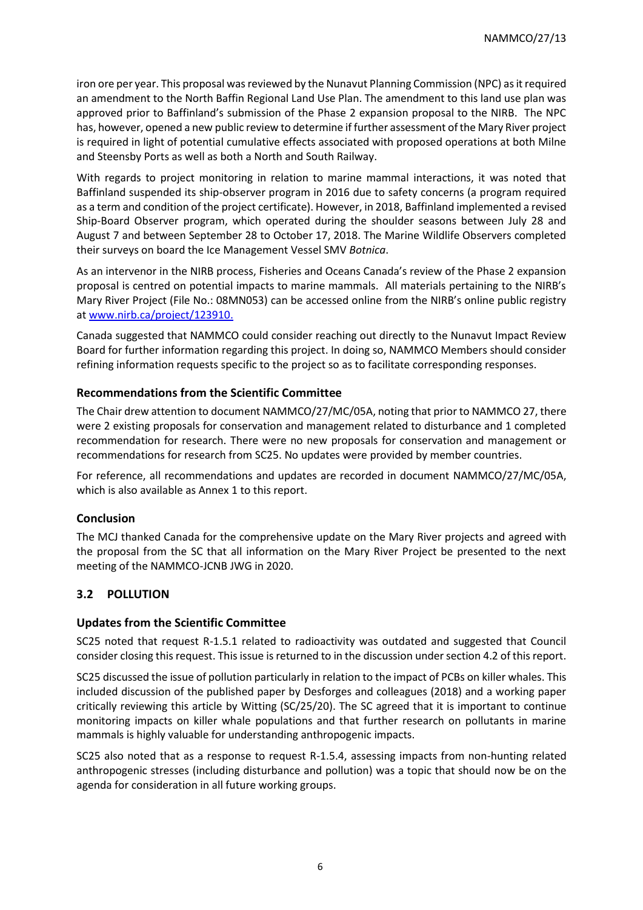iron ore per year. This proposal was reviewed by the Nunavut Planning Commission (NPC) as it required an amendment to the North Baffin Regional Land Use Plan. The amendment to this land use plan was approved prior to Baffinland's submission of the Phase 2 expansion proposal to the NIRB. The NPC has, however, opened a new public review to determine if further assessment of the Mary River project is required in light of potential cumulative effects associated with proposed operations at both Milne and Steensby Ports as well as both a North and South Railway.

With regards to project monitoring in relation to marine mammal interactions, it was noted that Baffinland suspended its ship-observer program in 2016 due to safety concerns (a program required as a term and condition of the project certificate). However, in 2018, Baffinland implemented a revised Ship-Board Observer program, which operated during the shoulder seasons between July 28 and August 7 and between September 28 to October 17, 2018. The Marine Wildlife Observers completed their surveys on board the Ice Management Vessel SMV *Botnica*.

As an intervenor in the NIRB process, Fisheries and Oceans Canada's review of the Phase 2 expansion proposal is centred on potential impacts to marine mammals. All materials pertaining to the NIRB's Mary River Project (File No.: 08MN053) can be accessed online from the NIRB's online public registry at www.nirb.ca/project/123910.

Canada suggested that NAMMCO could consider reaching out directly to the Nunavut Impact Review Board for further information regarding this project. In doing so, NAMMCO Members should consider refining information requests specific to the project so as to facilitate corresponding responses.

### Recommendations from the Scientific Committee

The Chair drew attention to document NAMMCO/27/MC/05A, noting that prior to NAMMCO 27, there were 2 existing proposals for conservation and management related to disturbance and 1 completed recommendation for research. There were no new proposals for conservation and management or recommendations for research from SC25. No updates were provided by member countries.

For reference, all recommendations and updates are recorded in document NAMMCO/27/MC/05A, which is also available as Annex 1 to this report.

### Conclusion

The MCJ thanked Canada for the comprehensive update on the Mary River projects and agreed with the proposal from the SC that all information on the Mary River Project be presented to the next meeting of the NAMMCO-JCNB JWG in 2020.

## 3.2 POLLUTION

### Updates from the Scientific Committee

SC25 noted that request R-1.5.1 related to radioactivity was outdated and suggested that Council consider closing this request. This issue is returned to in the discussion under section 4.2 of this report.

SC25 discussed the issue of pollution particularly in relation to the impact of PCBs on killer whales. This included discussion of the published paper by Desforges and colleagues (2018) and a working paper critically reviewing this article by Witting (SC/25/20). The SC agreed that it is important to continue monitoring impacts on killer whale populations and that further research on pollutants in marine mammals is highly valuable for understanding anthropogenic impacts.

SC25 also noted that as a response to request R-1.5.4, assessing impacts from non-hunting related anthropogenic stresses (including disturbance and pollution) was a topic that should now be on the agenda for consideration in all future working groups.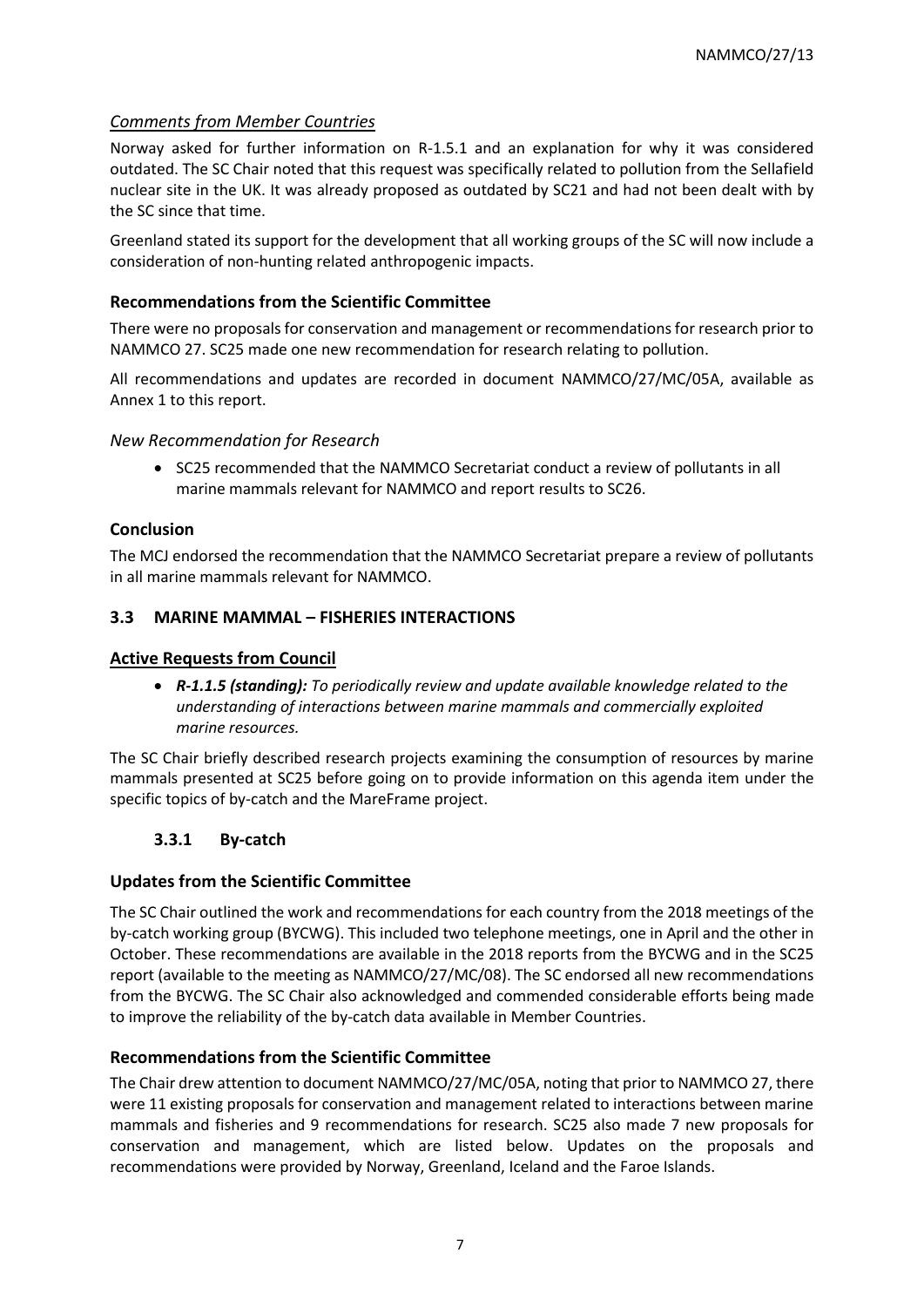### *Comments from Member Countries*

Norway asked for further information on R-1.5.1 and an explanation for why it was considered outdated. The SC Chair noted that this request was specifically related to pollution from the Sellafield nuclear site in the UK. It was already proposed as outdated by SC21 and had not been dealt with by the SC since that time.

Greenland stated its support for the development that all working groups of the SC will now include a consideration of non-hunting related anthropogenic impacts.

### **Recommendations from the Scientific Committee**

There were no proposals for conservation and management or recommendations for research prior to NAMMCO 27. SC25 made one new recommendation for research relating to pollution.

All recommendations and updates are recorded in document NAMMCO/27/MC/05A, available as Annex 1 to this report.

### *New Recommendation for Research*

- SC25 recommended that the NAMMCO Secretariat conduct a review of pollutants in all marine mammals relevant for NAMMCO and report results to SC26.

### **Conclusion**

The MCJ endorsed the recommendation that the NAMMCO Secretariat prepare a review of pollutants in all marine mammals relevant for NAMMCO.

## **3.3 MARINE MAMMAL – FISHERIES INTERACTIONS**

### **Active Requests from Council**

- ***R-1.1.5 (standing):*** *To periodically review and update available knowledge related to the understanding of interactions between marine mammals and commercially exploited marine resources.*

The SC Chair briefly described research projects examining the consumption of resources by marine mammals presented at SC25 before going on to provide information on this agenda item under the specific topics of by-catch and the MareFrame project.

### **3.3.1 By-catch**

### **Updates from the Scientific Committee**

The SC Chair outlined the work and recommendations for each country from the 2018 meetings of the by-catch working group (BYCWG). This included two telephone meetings, one in April and the other in October. These recommendations are available in the 2018 reports from the BYCWG and in the SC25 report (available to the meeting as NAMMCO/27/MC/08). The SC endorsed all new recommendations from the BYCWG. The SC Chair also acknowledged and commended considerable efforts being made to improve the reliability of the by-catch data available in Member Countries.

### **Recommendations from the Scientific Committee**

The Chair drew attention to document NAMMCO/27/MC/05A, noting that prior to NAMMCO 27, there were 11 existing proposals for conservation and management related to interactions between marine mammals and fisheries and 9 recommendations for research. SC25 also made 7 new proposals for conservation and management, which are listed below. Updates on the proposals and recommendations were provided by Norway, Greenland, Iceland and the Faroe Islands.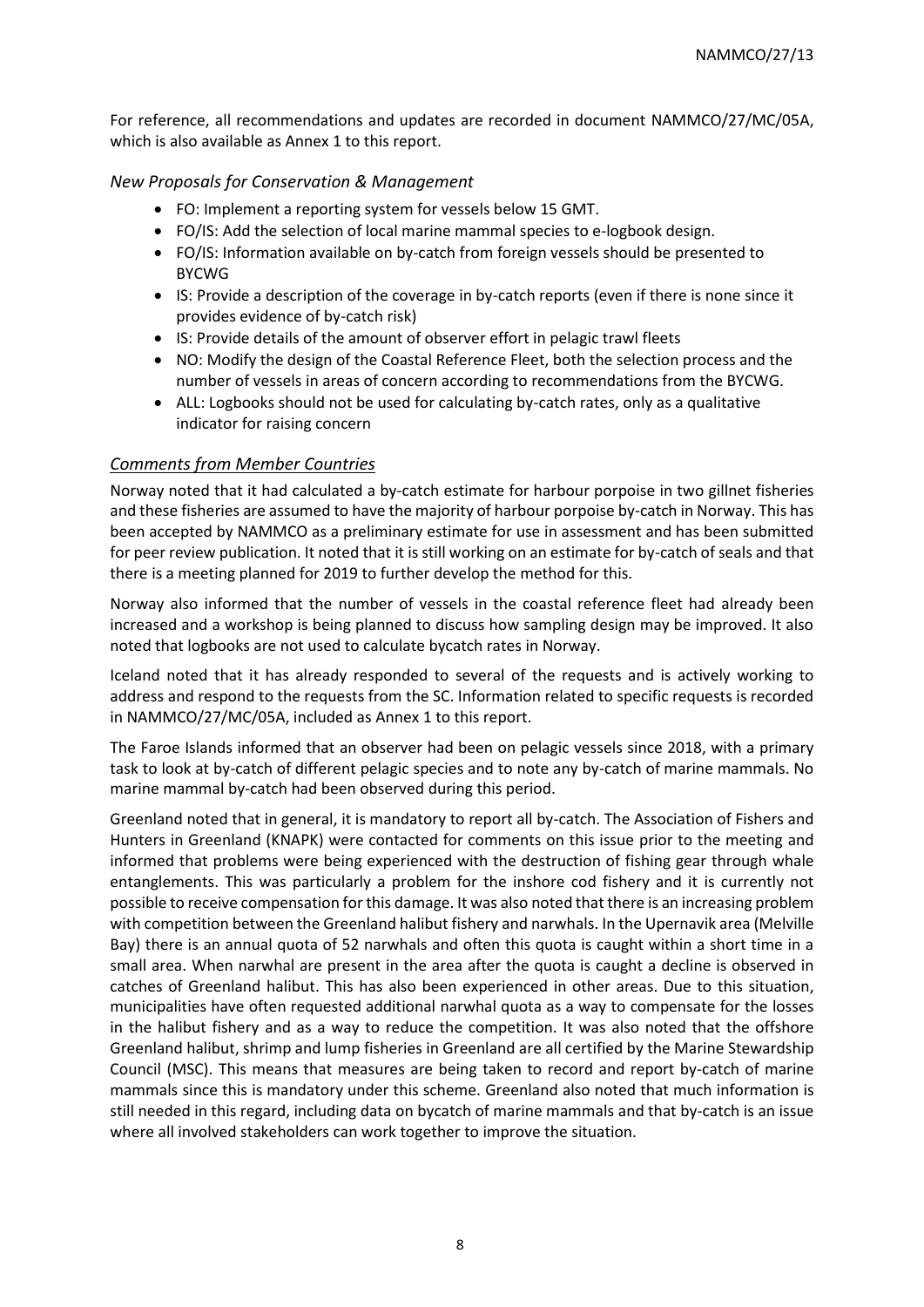For reference, all recommendations and updates are recorded in document NAMMCO/27/MC/05A, which is also available as Annex 1 to this report.

### *New Proposals for Conservation & Management*

- FO: Implement a reporting system for vessels below 15 GMT.
- FO/IS: Add the selection of local marine mammal species to e-logbook design.
- FO/IS: Information available on by-catch from foreign vessels should be presented to BYCWG
- IS: Provide a description of the coverage in by-catch reports (even if there is none since it provides evidence of by-catch risk)
- IS: Provide details of the amount of observer effort in pelagic trawl fleets
- NO: Modify the design of the Coastal Reference Fleet, both the selection process and the number of vessels in areas of concern according to recommendations from the BYCWG.
- ALL: Logbooks should not be used for calculating by-catch rates, only as a qualitative indicator for raising concern

### *Comments from Member Countries*

Norway noted that it had calculated a by-catch estimate for harbour porpoise in two gillnet fisheries and these fisheries are assumed to have the majority of harbour porpoise by-catch in Norway. This has been accepted by NAMMCO as a preliminary estimate for use in assessment and has been submitted for peer review publication. It noted that it is still working on an estimate for by-catch of seals and that there is a meeting planned for 2019 to further develop the method for this.

Norway also informed that the number of vessels in the coastal reference fleet had already been increased and a workshop is being planned to discuss how sampling design may be improved. It also noted that logbooks are not used to calculate bycatch rates in Norway.

Iceland noted that it has already responded to several of the requests and is actively working to address and respond to the requests from the SC. Information related to specific requests is recorded in NAMMCO/27/MC/05A, included as Annex 1 to this report.

The Faroe Islands informed that an observer had been on pelagic vessels since 2018, with a primary task to look at by-catch of different pelagic species and to note any by-catch of marine mammals. No marine mammal by-catch had been observed during this period.

Greenland noted that in general, it is mandatory to report all by-catch. The Association of Fishers and Hunters in Greenland (KNAPK) were contacted for comments on this issue prior to the meeting and informed that problems were being experienced with the destruction of fishing gear through whale entanglements. This was particularly a problem for the inshore cod fishery and it is currently not possible to receive compensation for this damage. It was also noted that there is an increasing problem with competition between the Greenland halibut fishery and narwhals. In the Upernavik area (Melville Bay) there is an annual quota of 52 narwhals and often this quota is caught within a short time in a small area. When narwhal are present in the area after the quota is caught a decline is observed in catches of Greenland halibut. This has also been experienced in other areas. Due to this situation, municipalities have often requested additional narwhal quota as a way to compensate for the losses in the halibut fishery and as a way to reduce the competition. It was also noted that the offshore Greenland halibut, shrimp and lump fisheries in Greenland are all certified by the Marine Stewardship Council (MSC). This means that measures are being taken to record and report by-catch of marine mammals since this is mandatory under this scheme. Greenland also noted that much information is still needed in this regard, including data on bycatch of marine mammals and that by-catch is an issue where all involved stakeholders can work together to improve the situation.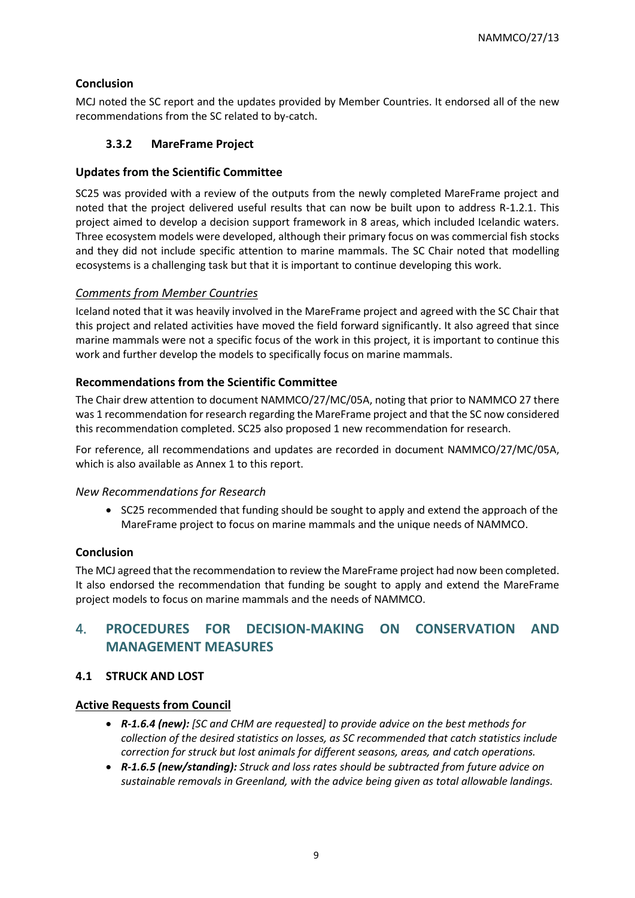### Conclusion

MCJ noted the SC report and the updates provided by Member Countries. It endorsed all of the new recommendations from the SC related to by-catch.

### 3.3.2 MareFrame Project

### Updates from the Scientific Committee

SC25 was provided with a review of the outputs from the newly completed MareFrame project and noted that the project delivered useful results that can now be built upon to address R-1.2.1. This project aimed to develop a decision support framework in 8 areas, which included Icelandic waters. Three ecosystem models were developed, although their primary focus on was commercial fish stocks and they did not include specific attention to marine mammals. The SC Chair noted that modelling ecosystems is a challenging task but that it is important to continue developing this work.

*Comments from Member Countries*

Iceland noted that it was heavily involved in the MareFrame project and agreed with the SC Chair that this project and related activities have moved the field forward significantly. It also agreed that since marine mammals were not a specific focus of the work in this project, it is important to continue this work and further develop the models to specifically focus on marine mammals.

### Recommendations from the Scientific Committee

The Chair drew attention to document NAMMCO/27/MC/05A, noting that prior to NAMMCO 27 there was 1 recommendation for research regarding the MareFrame project and that the SC now considered this recommendation completed. SC25 also proposed 1 new recommendation for research.

For reference, all recommendations and updates are recorded in document NAMMCO/27/MC/05A, which is also available as Annex 1 to this report.

*New Recommendations for Research*

- SC25 recommended that funding should be sought to apply and extend the approach of the MareFrame project to focus on marine mammals and the unique needs of NAMMCO.

### Conclusion

The MCJ agreed that the recommendation to review the MareFrame project had now been completed. It also endorsed the recommendation that funding be sought to apply and extend the MareFrame project models to focus on marine mammals and the needs of NAMMCO.

## 4. PROCEDURES FOR DECISION-MAKING ON CONSERVATION AND MANAGEMENT MEASURES

### 4.1 STRUCK AND LOST

**Active Requests from Council**

- ***R-1.6.4 (new):*** *[SC and CHM are requested] to provide advice on the best methods for collection of the desired statistics on losses, as SC recommended that catch statistics include correction for struck but lost animals for different seasons, areas, and catch operations.*
- ***R-1.6.5 (new/standing):*** *Struck and loss rates should be subtracted from future advice on sustainable removals in Greenland, with the advice being given as total allowable landings.*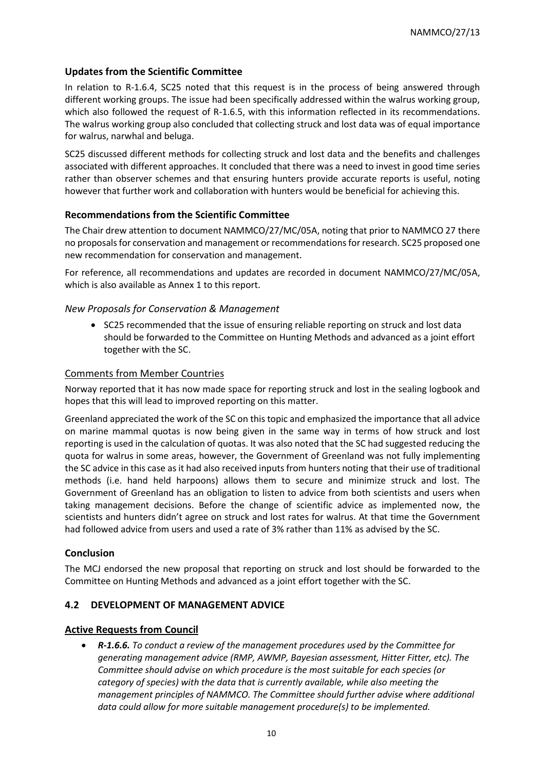### Updates from the Scientific Committee

In relation to R-1.6.4, SC25 noted that this request is in the process of being answered through different working groups. The issue had been specifically addressed within the walrus working group, which also followed the request of R-1.6.5, with this information reflected in its recommendations. The walrus working group also concluded that collecting struck and lost data was of equal importance for walrus, narwhal and beluga.

SC25 discussed different methods for collecting struck and lost data and the benefits and challenges associated with different approaches. It concluded that there was a need to invest in good time series rather than observer schemes and that ensuring hunters provide accurate reports is useful, noting however that further work and collaboration with hunters would be beneficial for achieving this.

### Recommendations from the Scientific Committee

The Chair drew attention to document NAMMCO/27/MC/05A, noting that prior to NAMMCO 27 there no proposals for conservation and management or recommendations for research. SC25 proposed one new recommendation for conservation and management.

For reference, all recommendations and updates are recorded in document NAMMCO/27/MC/05A, which is also available as Annex 1 to this report.

#### *New Proposals for Conservation & Management*

- SC25 recommended that the issue of ensuring reliable reporting on struck and lost data should be forwarded to the Committee on Hunting Methods and advanced as a joint effort together with the SC.

#### Comments from Member Countries

Norway reported that it has now made space for reporting struck and lost in the sealing logbook and hopes that this will lead to improved reporting on this matter.

Greenland appreciated the work of the SC on this topic and emphasized the importance that all advice on marine mammal quotas is now being given in the same way in terms of how struck and lost reporting is used in the calculation of quotas. It was also noted that the SC had suggested reducing the quota for walrus in some areas, however, the Government of Greenland was not fully implementing the SC advice in this case as it had also received inputs from hunters noting that their use of traditional methods (i.e. hand held harpoons) allows them to secure and minimize struck and lost. The Government of Greenland has an obligation to listen to advice from both scientists and users when taking management decisions. Before the change of scientific advice as implemented now, the scientists and hunters didn't agree on struck and lost rates for walrus. At that time the Government had followed advice from users and used a rate of 3% rather than 11% as advised by the SC.

### Conclusion

The MCJ endorsed the new proposal that reporting on struck and lost should be forwarded to the Committee on Hunting Methods and advanced as a joint effort together with the SC.

## 4.2 DEVELOPMENT OF MANAGEMENT ADVICE

### Active Requests from Council

- ***R-1.6.6.*** *To conduct a review of the management procedures used by the Committee for generating management advice (RMP, AWMP, Bayesian assessment, Hitter Fitter, etc). The Committee should advise on which procedure is the most suitable for each species (or category of species) with the data that is currently available, while also meeting the management principles of NAMMCO. The Committee should further advise where additional data could allow for more suitable management procedure(s) to be implemented.*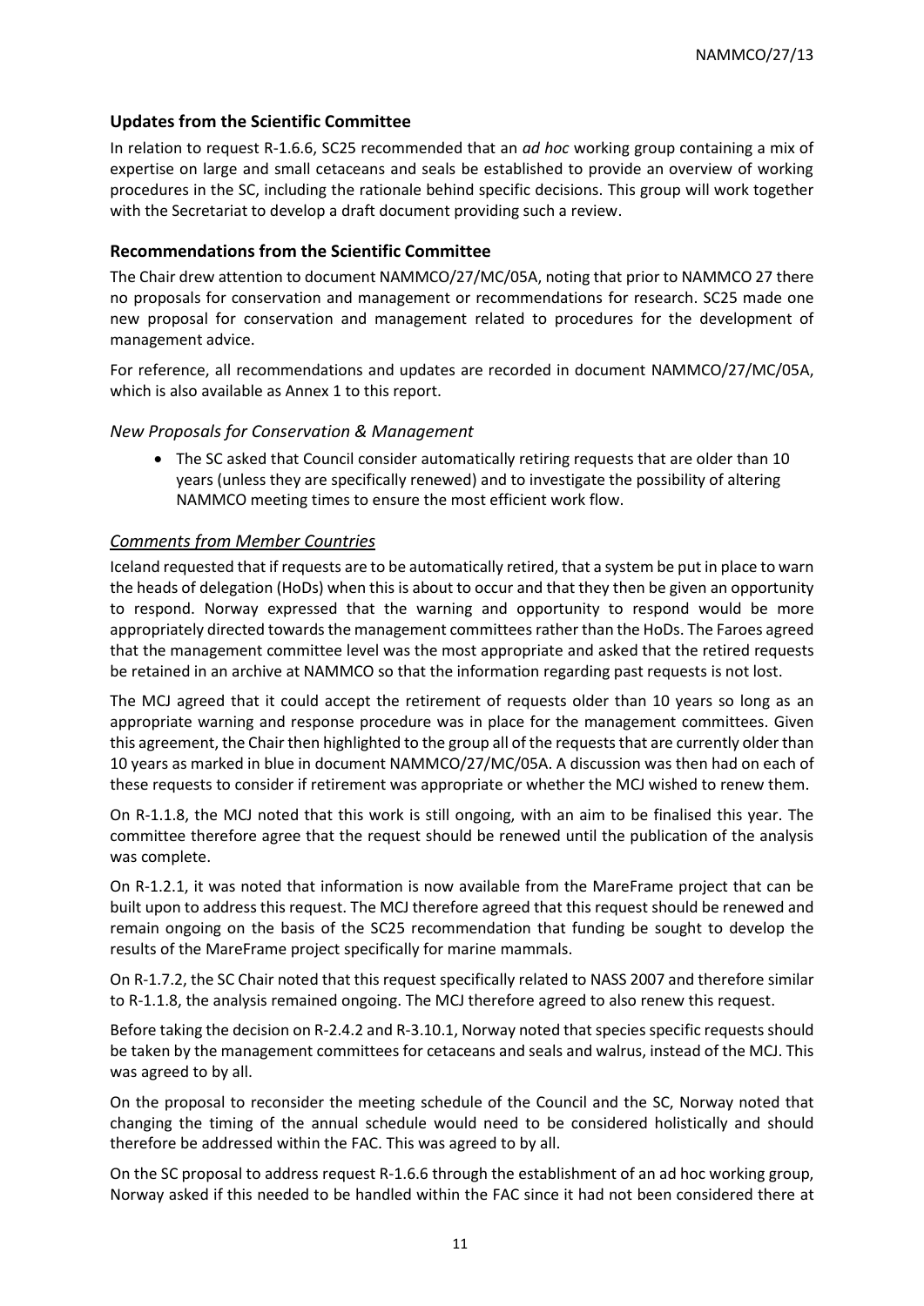### Updates from the Scientific Committee

In relation to request R-1.6.6, SC25 recommended that an *ad hoc* working group containing a mix of expertise on large and small cetaceans and seals be established to provide an overview of working procedures in the SC, including the rationale behind specific decisions. This group will work together with the Secretariat to develop a draft document providing such a review.

### Recommendations from the Scientific Committee

The Chair drew attention to document NAMMCO/27/MC/05A, noting that prior to NAMMCO 27 there no proposals for conservation and management or recommendations for research. SC25 made one new proposal for conservation and management related to procedures for the development of management advice.

For reference, all recommendations and updates are recorded in document NAMMCO/27/MC/05A, which is also available as Annex 1 to this report.

#### *New Proposals for Conservation & Management*

- The SC asked that Council consider automatically retiring requests that are older than 10 years (unless they are specifically renewed) and to investigate the possibility of altering NAMMCO meeting times to ensure the most efficient work flow.

#### *Comments from Member Countries*

Iceland requested that if requests are to be automatically retired, that a system be put in place to warn the heads of delegation (HoDs) when this is about to occur and that they then be given an opportunity to respond. Norway expressed that the warning and opportunity to respond would be more appropriately directed towards the management committees rather than the HoDs. The Faroes agreed that the management committee level was the most appropriate and asked that the retired requests be retained in an archive at NAMMCO so that the information regarding past requests is not lost.

The MCJ agreed that it could accept the retirement of requests older than 10 years so long as an appropriate warning and response procedure was in place for the management committees. Given this agreement, the Chair then highlighted to the group all of the requests that are currently older than 10 years as marked in blue in document NAMMCO/27/MC/05A. A discussion was then had on each of these requests to consider if retirement was appropriate or whether the MCJ wished to renew them.

On R-1.1.8, the MCJ noted that this work is still ongoing, with an aim to be finalised this year. The committee therefore agree that the request should be renewed until the publication of the analysis was complete.

On R-1.2.1, it was noted that information is now available from the MareFrame project that can be built upon to address this request. The MCJ therefore agreed that this request should be renewed and remain ongoing on the basis of the SC25 recommendation that funding be sought to develop the results of the MareFrame project specifically for marine mammals.

On R-1.7.2, the SC Chair noted that this request specifically related to NASS 2007 and therefore similar to R-1.1.8, the analysis remained ongoing. The MCJ therefore agreed to also renew this request.

Before taking the decision on R-2.4.2 and R-3.10.1, Norway noted that species specific requests should be taken by the management committees for cetaceans and seals and walrus, instead of the MCJ. This was agreed to by all.

On the proposal to reconsider the meeting schedule of the Council and the SC, Norway noted that changing the timing of the annual schedule would need to be considered holistically and should therefore be addressed within the FAC. This was agreed to by all.

On the SC proposal to address request R-1.6.6 through the establishment of an ad hoc working group, Norway asked if this needed to be handled within the FAC since it had not been considered there at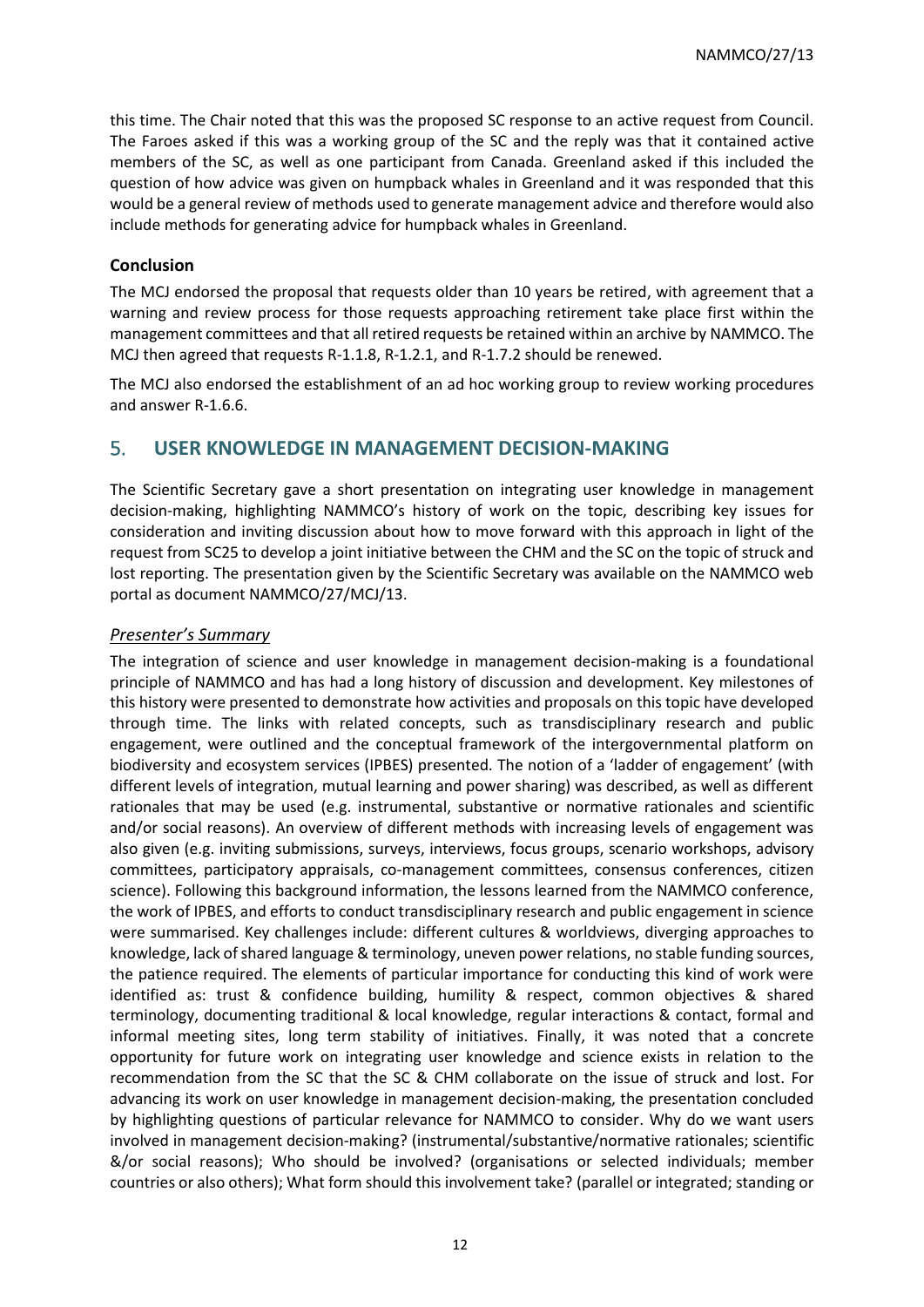this time. The Chair noted that this was the proposed SC response to an active request from Council. The Faroes asked if this was a working group of the SC and the reply was that it contained active members of the SC, as well as one participant from Canada. Greenland asked if this included the question of how advice was given on humpback whales in Greenland and it was responded that this would be a general review of methods used to generate management advice and therefore would also include methods for generating advice for humpback whales in Greenland.

### Conclusion

The MCJ endorsed the proposal that requests older than 10 years be retired, with agreement that a warning and review process for those requests approaching retirement take place first within the management committees and that all retired requests be retained within an archive by NAMMCO. The MCJ then agreed that requests R-1.1.8, R-1.2.1, and R-1.7.2 should be renewed.

The MCJ also endorsed the establishment of an ad hoc working group to review working procedures and answer R-1.6.6.

## 5. USER KNOWLEDGE IN MANAGEMENT DECISION-MAKING

The Scientific Secretary gave a short presentation on integrating user knowledge in management decision-making, highlighting NAMMCO's history of work on the topic, describing key issues for consideration and inviting discussion about how to move forward with this approach in light of the request from SC25 to develop a joint initiative between the CHM and the SC on the topic of struck and lost reporting. The presentation given by the Scientific Secretary was available on the NAMMCO web portal as document NAMMCO/27/MCJ/13.

### *Presenter's Summary*

The integration of science and user knowledge in management decision-making is a foundational principle of NAMMCO and has had a long history of discussion and development. Key milestones of this history were presented to demonstrate how activities and proposals on this topic have developed through time. The links with related concepts, such as transdisciplinary research and public engagement, were outlined and the conceptual framework of the intergovernmental platform on biodiversity and ecosystem services (IPBES) presented. The notion of a 'ladder of engagement' (with different levels of integration, mutual learning and power sharing) was described, as well as different rationales that may be used (e.g. instrumental, substantive or normative rationales and scientific and/or social reasons). An overview of different methods with increasing levels of engagement was also given (e.g. inviting submissions, surveys, interviews, focus groups, scenario workshops, advisory committees, participatory appraisals, co-management committees, consensus conferences, citizen science). Following this background information, the lessons learned from the NAMMCO conference, the work of IPBES, and efforts to conduct transdisciplinary research and public engagement in science were summarised. Key challenges include: different cultures & worldviews, diverging approaches to knowledge, lack of shared language & terminology, uneven power relations, no stable funding sources, the patience required. The elements of particular importance for conducting this kind of work were identified as: trust & confidence building, humility & respect, common objectives & shared terminology, documenting traditional & local knowledge, regular interactions & contact, formal and informal meeting sites, long term stability of initiatives. Finally, it was noted that a concrete opportunity for future work on integrating user knowledge and science exists in relation to the recommendation from the SC that the SC & CHM collaborate on the issue of struck and lost. For advancing its work on user knowledge in management decision-making, the presentation concluded by highlighting questions of particular relevance for NAMMCO to consider. Why do we want users involved in management decision-making? (instrumental/substantive/normative rationales; scientific &/or social reasons); Who should be involved? (organisations or selected individuals; member countries or also others); What form should this involvement take? (parallel or integrated; standing or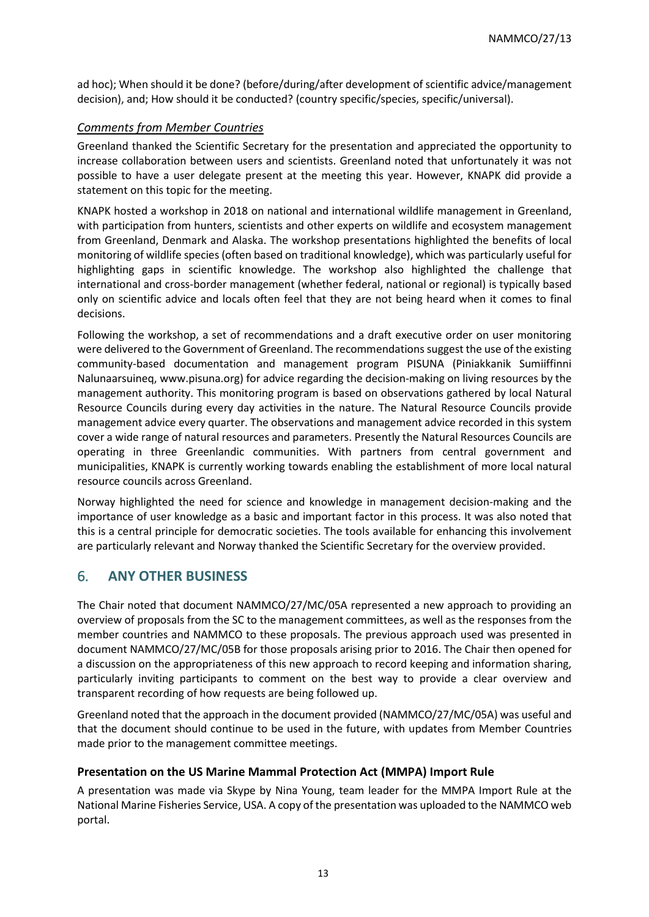ad hoc); When should it be done? (before/during/after development of scientific advice/management decision), and; How should it be conducted? (country specific/species, specific/universal).

### *Comments from Member Countries*

Greenland thanked the Scientific Secretary for the presentation and appreciated the opportunity to increase collaboration between users and scientists. Greenland noted that unfortunately it was not possible to have a user delegate present at the meeting this year. However, KNAPK did provide a statement on this topic for the meeting.

KNAPK hosted a workshop in 2018 on national and international wildlife management in Greenland, with participation from hunters, scientists and other experts on wildlife and ecosystem management from Greenland, Denmark and Alaska. The workshop presentations highlighted the benefits of local monitoring of wildlife species (often based on traditional knowledge), which was particularly useful for highlighting gaps in scientific knowledge. The workshop also highlighted the challenge that international and cross-border management (whether federal, national or regional) is typically based only on scientific advice and locals often feel that they are not being heard when it comes to final decisions.

Following the workshop, a set of recommendations and a draft executive order on user monitoring were delivered to the Government of Greenland. The recommendations suggest the use of the existing community-based documentation and management program PISUNA (Piniakkanik Sumiiffinni Nalunaarsuineq, www.pisuna.org) for advice regarding the decision-making on living resources by the management authority. This monitoring program is based on observations gathered by local Natural Resource Councils during every day activities in the nature. The Natural Resource Councils provide management advice every quarter. The observations and management advice recorded in this system cover a wide range of natural resources and parameters. Presently the Natural Resources Councils are operating in three Greenlandic communities. With partners from central government and municipalities, KNAPK is currently working towards enabling the establishment of more local natural resource councils across Greenland.

Norway highlighted the need for science and knowledge in management decision-making and the importance of user knowledge as a basic and important factor in this process. It was also noted that this is a central principle for democratic societies. The tools available for enhancing this involvement are particularly relevant and Norway thanked the Scientific Secretary for the overview provided.

## 6. ANY OTHER BUSINESS

The Chair noted that document NAMMCO/27/MC/05A represented a new approach to providing an overview of proposals from the SC to the management committees, as well as the responses from the member countries and NAMMCO to these proposals. The previous approach used was presented in document NAMMCO/27/MC/05B for those proposals arising prior to 2016. The Chair then opened for a discussion on the appropriateness of this new approach to record keeping and information sharing, particularly inviting participants to comment on the best way to provide a clear overview and transparent recording of how requests are being followed up.

Greenland noted that the approach in the document provided (NAMMCO/27/MC/05A) was useful and that the document should continue to be used in the future, with updates from Member Countries made prior to the management committee meetings.

### Presentation on the US Marine Mammal Protection Act (MMPA) Import Rule

A presentation was made via Skype by Nina Young, team leader for the MMPA Import Rule at the National Marine Fisheries Service, USA. A copy of the presentation was uploaded to the NAMMCO web portal.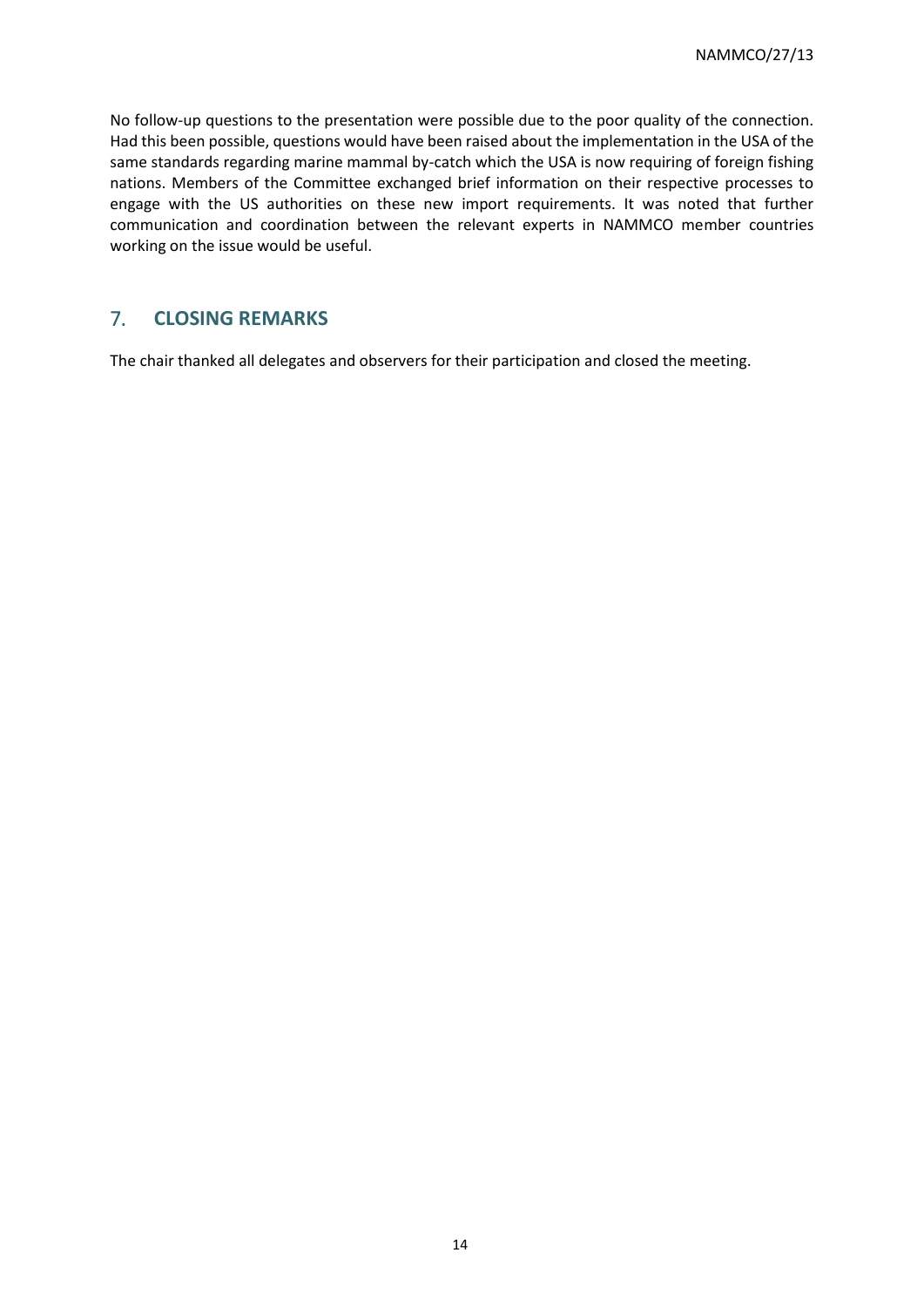No follow-up questions to the presentation were possible due to the poor quality of the connection. Had this been possible, questions would have been raised about the implementation in the USA of the same standards regarding marine mammal by-catch which the USA is now requiring of foreign fishing nations. Members of the Committee exchanged brief information on their respective processes to engage with the US authorities on these new import requirements. It was noted that further communication and coordination between the relevant experts in NAMMCO member countries working on the issue would be useful.

## 7. CLOSING REMARKS

The chair thanked all delegates and observers for their participation and closed the meeting.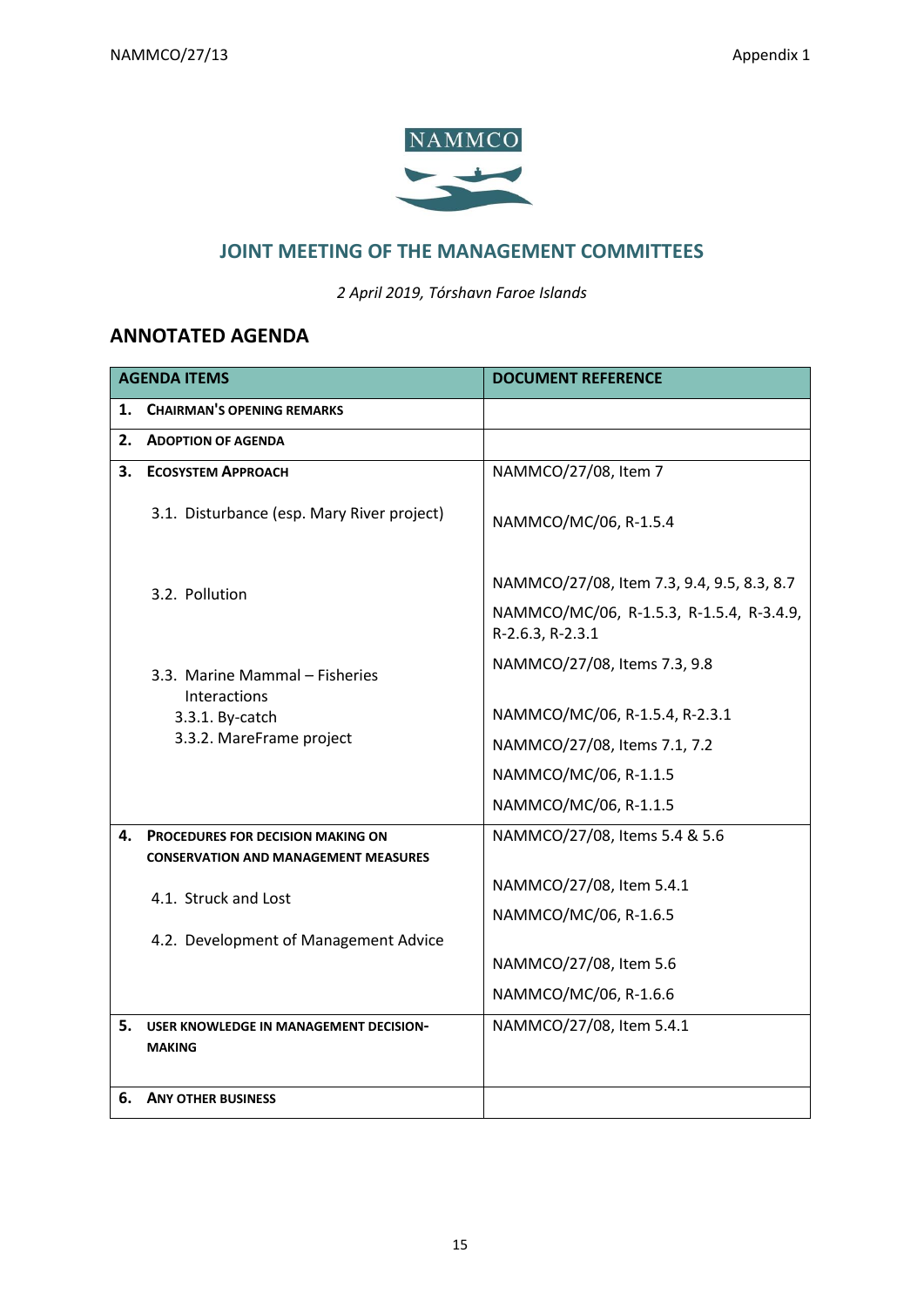NAMMCO

## JOINT MEETING OF THE MANAGEMENT COMMITTEES

*2 April 2019, Tórshavn Faroe Islands*

## ANNOTATED AGENDA

| AGENDA ITEMS | DOCUMENT REFERENCE |
|---|---|
| **1. CHAIRMAN'S OPENING REMARKS** | |
| **2. ADOPTION OF AGENDA** | |
| **3. ECOSYSTEM APPROACH** | NAMMCO/27/08, Item 7 |
| 3.1. Disturbance (esp. Mary River project) | NAMMCO/MC/06, R-1.5.4 |
| 3.2. Pollution | NAMMCO/27/08, Item 7.3, 9.4, 9.5, 8.3, 8.7<br>NAMMCO/MC/06, R-1.5.3, R-1.5.4, R-3.4.9, R-2.6.3, R-2.3.1 |
| 3.3. Marine Mammal – Fisheries Interactions | NAMMCO/27/08, Items 7.3, 9.8<br>NAMMCO/MC/06, R-1.5.4, R-2.3.1 |
| 3.3.1. By-catch | NAMMCO/27/08, Items 7.1, 7.2<br>NAMMCO/MC/06, R-1.1.5 |
| 3.3.2. MareFrame project | NAMMCO/MC/06, R-1.1.5 |
| **4. PROCEDURES FOR DECISION MAKING ON CONSERVATION AND MANAGEMENT MEASURES** | NAMMCO/27/08, Items 5.4 & 5.6 |
| 4.1. Struck and Lost | NAMMCO/27/08, Item 5.4.1<br>NAMMCO/MC/06, R-1.6.5 |
| 4.2. Development of Management Advice | NAMMCO/27/08, Item 5.6<br>NAMMCO/MC/06, R-1.6.6 |
| **5. USER KNOWLEDGE IN MANAGEMENT DECISION-MAKING** | NAMMCO/27/08, Item 5.4.1 |
| **6. ANY OTHER BUSINESS** | |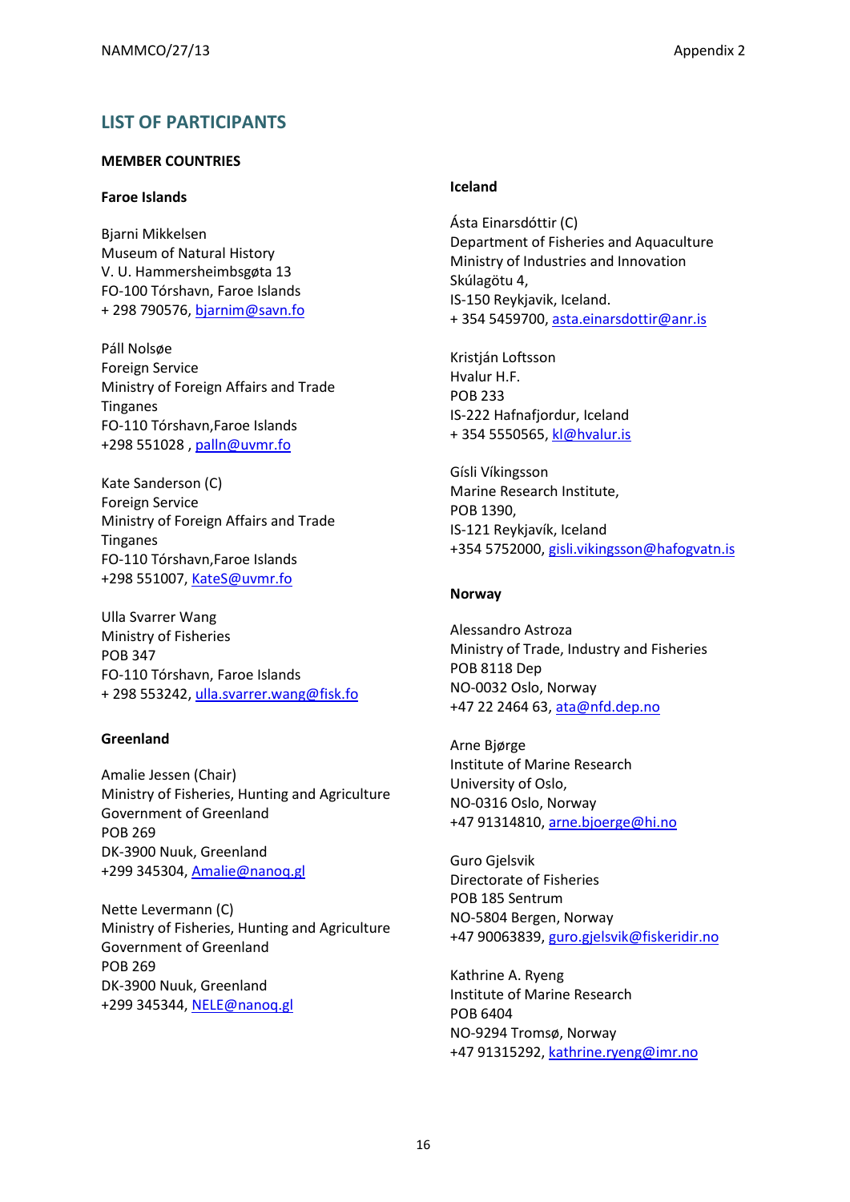## LIST OF PARTICIPANTS

**MEMBER COUNTRIES**

**Faroe Islands**

Bjarni Mikkelsen
Museum of Natural History
V. U. Hammersheimbsgøta 13
FO-100 Tórshavn, Faroe Islands
+ 298 790576, bjarnim@savn.fo

Páll Nolsøe
Foreign Service
Ministry of Foreign Affairs and Trade
Tinganes
FO-110 Tórshavn,Faroe Islands
+298 551028 , palln@uvmr.fo

Kate Sanderson (C)
Foreign Service
Ministry of Foreign Affairs and Trade
Tinganes
FO-110 Tórshavn,Faroe Islands
+298 551007, KateS@uvmr.fo

Ulla Svarrer Wang
Ministry of Fisheries
POB 347
FO-110 Tórshavn, Faroe Islands
+ 298 553242, ulla.svarrer.wang@fisk.fo

**Greenland**

Amalie Jessen (Chair)
Ministry of Fisheries, Hunting and Agriculture
Government of Greenland
POB 269
DK-3900 Nuuk, Greenland
+299 345304, Amalie@nanoq.gl

Nette Levermann (C)
Ministry of Fisheries, Hunting and Agriculture
Government of Greenland
POB 269
DK-3900 Nuuk, Greenland
+299 345344, NELE@nanoq.gl

**Iceland**

Ásta Einarsdóttir (C)
Department of Fisheries and Aquaculture
Ministry of Industries and Innovation
Skúlagötu 4,
IS-150 Reykjavik, Iceland.
+ 354 5459700, asta.einarsdottir@anr.is

Kristján Loftsson
Hvalur H.F.
POB 233
IS-222 Hafnafjordur, Iceland
+ 354 5550565, kl@hvalur.is

Gísli Víkingsson
Marine Research Institute,
POB 1390,
IS-121 Reykjavík, Iceland
+354 5752000, gisli.vikingsson@hafogvatn.is

**Norway**

Alessandro Astroza
Ministry of Trade, Industry and Fisheries
POB 8118 Dep
NO-0032 Oslo, Norway
+47 22 2464 63, ata@nfd.dep.no

Arne Bjørge
Institute of Marine Research
University of Oslo,
NO-0316 Oslo, Norway
+47 91314810, arne.bjoerge@hi.no

Guro Gjelsvik
Directorate of Fisheries
POB 185 Sentrum
NO-5804 Bergen, Norway
+47 90063839, guro.gjelsvik@fiskeridir.no

Kathrine A. Ryeng
Institute of Marine Research
POB 6404
NO-9294 Tromsø, Norway
+47 91315292, kathrine.ryeng@imr.no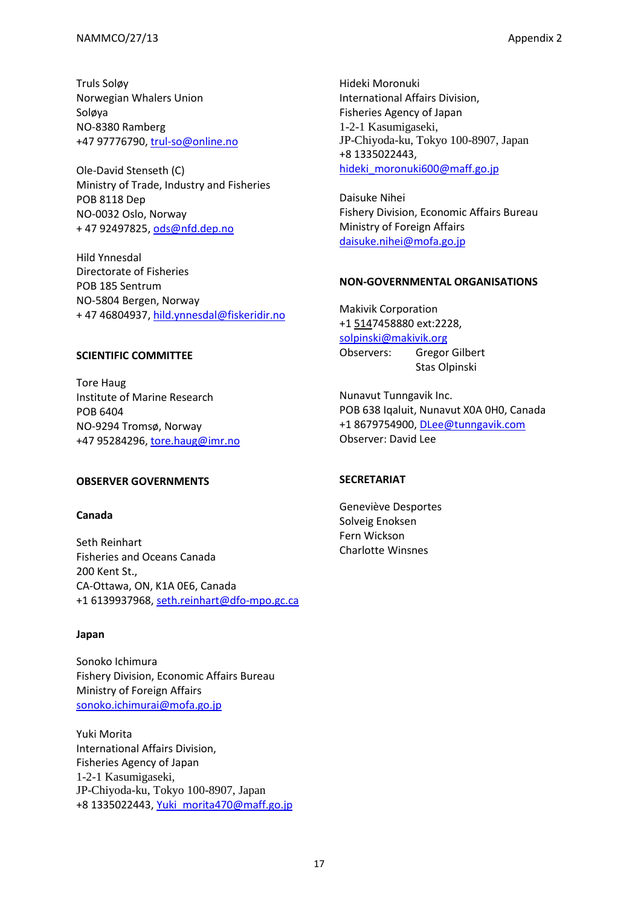Truls Soløy
Norwegian Whalers Union
Soløya
NO-8380 Ramberg
+47 97776790, trul-so@online.no

Ole-David Stenseth (C)
Ministry of Trade, Industry and Fisheries
POB 8118 Dep
NO-0032 Oslo, Norway
+ 47 92497825, ods@nfd.dep.no

Hild Ynnesdal
Directorate of Fisheries
POB 185 Sentrum
NO-5804 Bergen, Norway
+ 47 46804937, hild.ynnesdal@fiskeridir.no

**SCIENTIFIC COMMITTEE**

Tore Haug
Institute of Marine Research
POB 6404
NO-9294 Tromsø, Norway
+47 95284296, tore.haug@imr.no

**OBSERVER GOVERNMENTS**

**Canada**

Seth Reinhart
Fisheries and Oceans Canada
200 Kent St.,
CA-Ottawa, ON, K1A 0E6, Canada
+1 6139937968, seth.reinhart@dfo-mpo.gc.ca

**Japan**

Sonoko Ichimura
Fishery Division, Economic Affairs Bureau
Ministry of Foreign Affairs
sonoko.ichimurai@mofa.go.jp

Yuki Morita
International Affairs Division,
Fisheries Agency of Japan
1-2-1 Kasumigaseki,
JP-Chiyoda-ku, Tokyo 100-8907, Japan
+8 1335022443, Yuki_morita470@maff.go.jp

Hideki Moronuki
International Affairs Division,
Fisheries Agency of Japan
1-2-1 Kasumigaseki,
JP-Chiyoda-ku, Tokyo 100-8907, Japan
+8 1335022443,
hideki_moronuki600@maff.go.jp

Daisuke Nihei
Fishery Division, Economic Affairs Bureau
Ministry of Foreign Affairs
daisuke.nihei@mofa.go.jp

**NON-GOVERNMENTAL ORGANISATIONS**

Makivik Corporation
+1 5147458880 ext:2228,
solpinski@makivik.org
Observers: Gregor Gilbert
Stas Olpinski

Nunavut Tunngavik Inc.
POB 638 Iqaluit, Nunavut X0A 0H0, Canada
+1 8679754900, DLee@tunngavik.com
Observer: David Lee

**SECRETARIAT**

Geneviève Desportes
Solveig Enoksen
Fern Wickson
Charlotte Winsnes